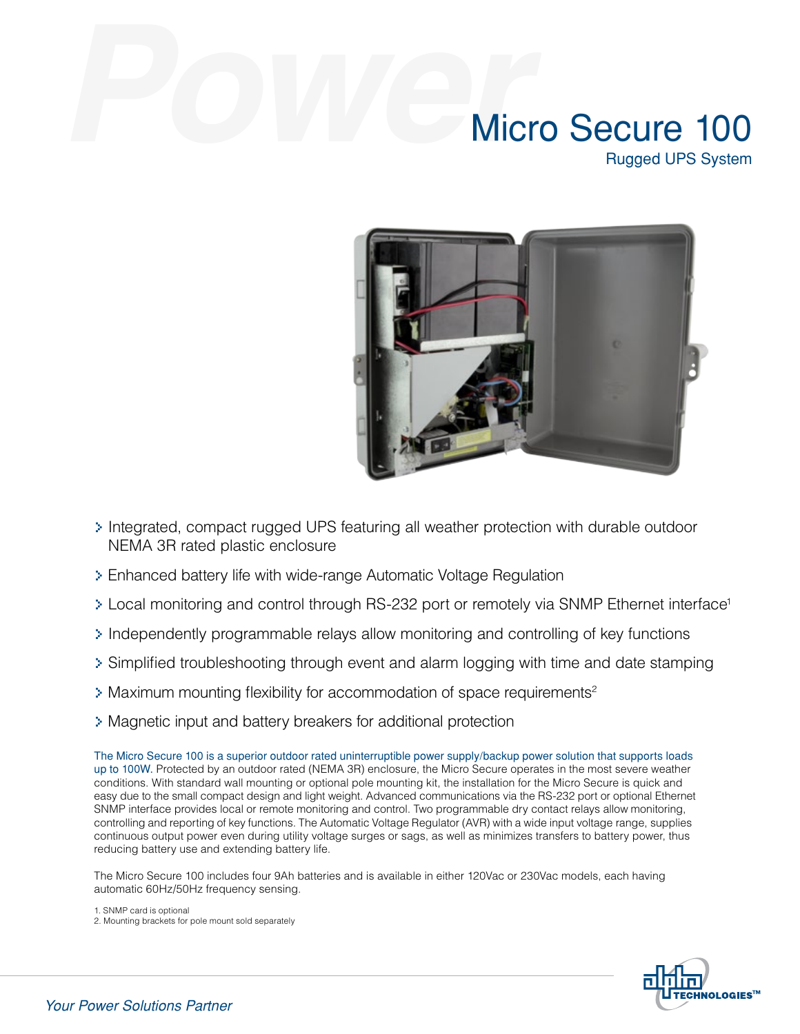# Micro Secure 100

## Rugged UPS System

- Integrated, compact rugged UPS featuring all weather protection with durable outdoor NEMA 3R rated plastic enclosure
- Enhanced battery life with wide-range Automatic Voltage Regulation
- Local monitoring and control through RS-232 port or remotely via SNMP Ethernet interface[1]
- Independently programmable relays allow monitoring and controlling of key functions
- Simplified troubleshooting through event and alarm logging with time and date stamping
- Maximum mounting flexibility for accommodation of space requirements[2]
- Magnetic input and battery breakers for additional protection

The Micro Secure 100 is a superior outdoor rated uninterruptible power supply/backup power solution that supports loads up to 100W. Protected by an outdoor rated (NEMA 3R) enclosure, the Micro Secure operates in the most severe weather conditions. With standard wall mounting or optional pole mounting kit, the installation for the Micro Secure is quick and easy due to the small compact design and light weight. Advanced communications via the RS-232 port or optional Ethernet SNMP interface provides local or remote monitoring and control. Two programmable dry contact relays allow monitoring, controlling and reporting of key functions. The Automatic Voltage Regulator (AVR) with a wide input voltage range, supplies continuous output power even during utility voltage surges or sags, as well as minimizes transfers to battery power, thus reducing battery use and extending battery life.

The Micro Secure 100 includes four 9Ah batteries and is available in either 120Vac or 230Vac models, each having automatic 60Hz/50Hz frequency sensing.

1. SNMP card is optional
2. Mounting brackets for pole mount sold separately

*Your Power Solutions Partner*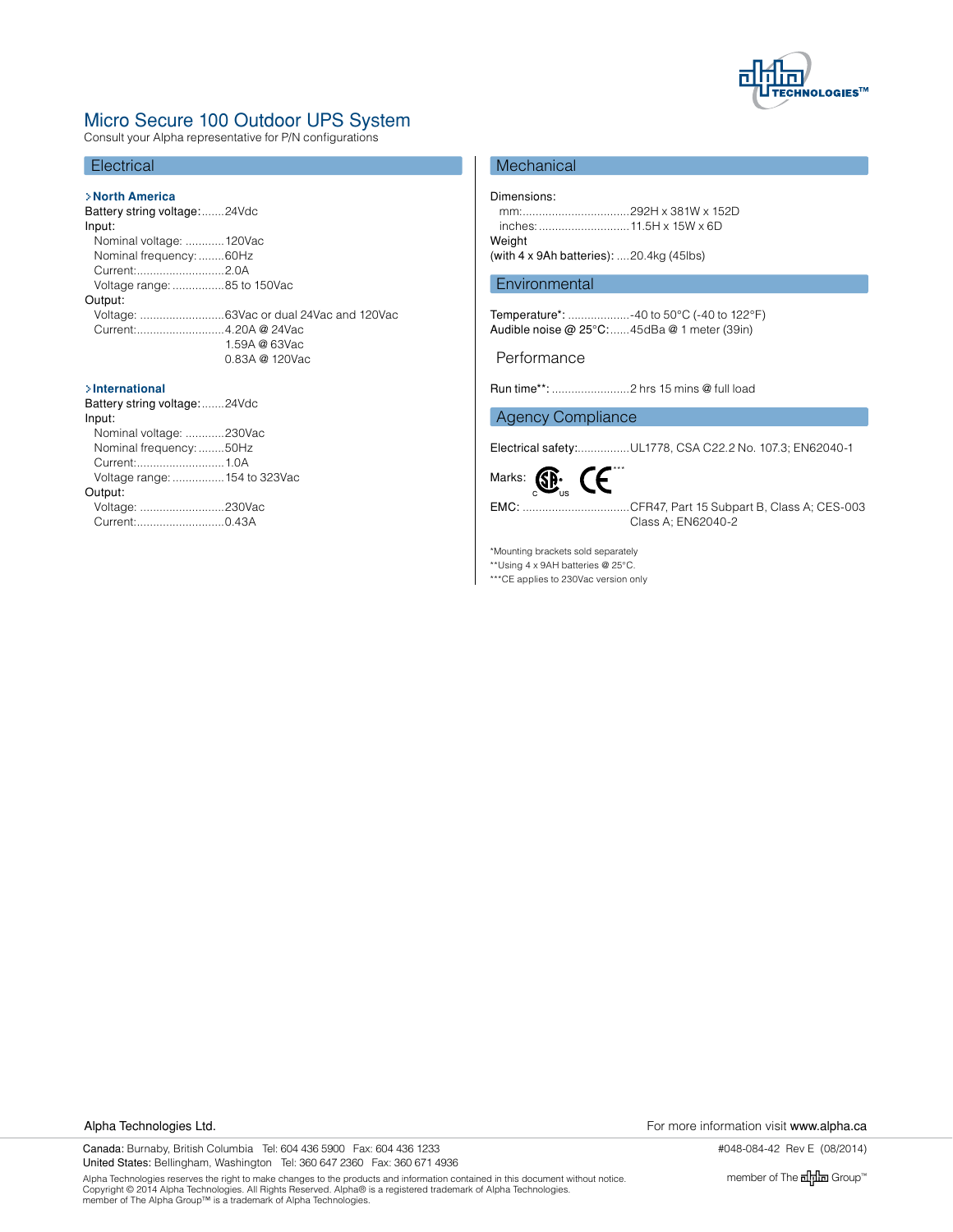# Micro Secure 100 Outdoor UPS System

Consult your Alpha representative for P/N configurations

## Electrical

### North America

Battery string voltage: 24Vdc

Input:

- Nominal voltage: 120Vac
- Nominal frequency: 60Hz
- Current: 2.0A
- Voltage range: 85 to 150Vac

Output:

- Voltage: 63Vac or dual 24Vac and 120Vac
- Current: 4.20A @ 24Vac
  1.59A @ 63Vac
  0.83A @ 120Vac

### International

Battery string voltage: 24Vdc

Input:

- Nominal voltage: 230Vac
- Nominal frequency: 50Hz
- Current: 1.0A
- Voltage range: 154 to 323Vac

Output:

- Voltage: 230Vac
- Current: 0.43A

## Mechanical

Dimensions:

- mm: 292H x 381W x 152D
- inches: 11.5H x 15W x 6D

Weight
(with 4 x 9Ah batteries): 20.4kg (45lbs)

## Environmental

Temperature*: -40 to 50°C (-40 to 122°F)

Audible noise @ 25°C: 45dBa @ 1 meter (39in)

## Performance

Run time**: 2 hrs 15 mins @ full load

## Agency Compliance

Electrical safety: UL1778, CSA C22.2 No. 107.3; EN62040-1

Marks: CSA C US, CE***

EMC: CFR47, Part 15 Subpart B, Class A; CES-003 Class A; EN62040-2

*Mounting brackets sold separately
**Using 4 x 9AH batteries @ 25°C.
***CE applies to 230Vac version only

Alpha Technologies Ltd.

For more information visit **www.alpha.ca**

Canada: Burnaby, British Columbia Tel: 604 436 5900 Fax: 604 436 1233
United States: Bellingham, Washington Tel: 360 647 2360 Fax: 360 671 4936

#048-084-42 Rev E (08/2014)

Alpha Technologies reserves the right to make changes to the products and information contained in this document without notice.
Copyright © 2014 Alpha Technologies. All Rights Reserved. Alpha® is a registered trademark of Alpha Technologies.
member of The Alpha Group™ is a trademark of Alpha Technologies.

member of The Alpha Group™